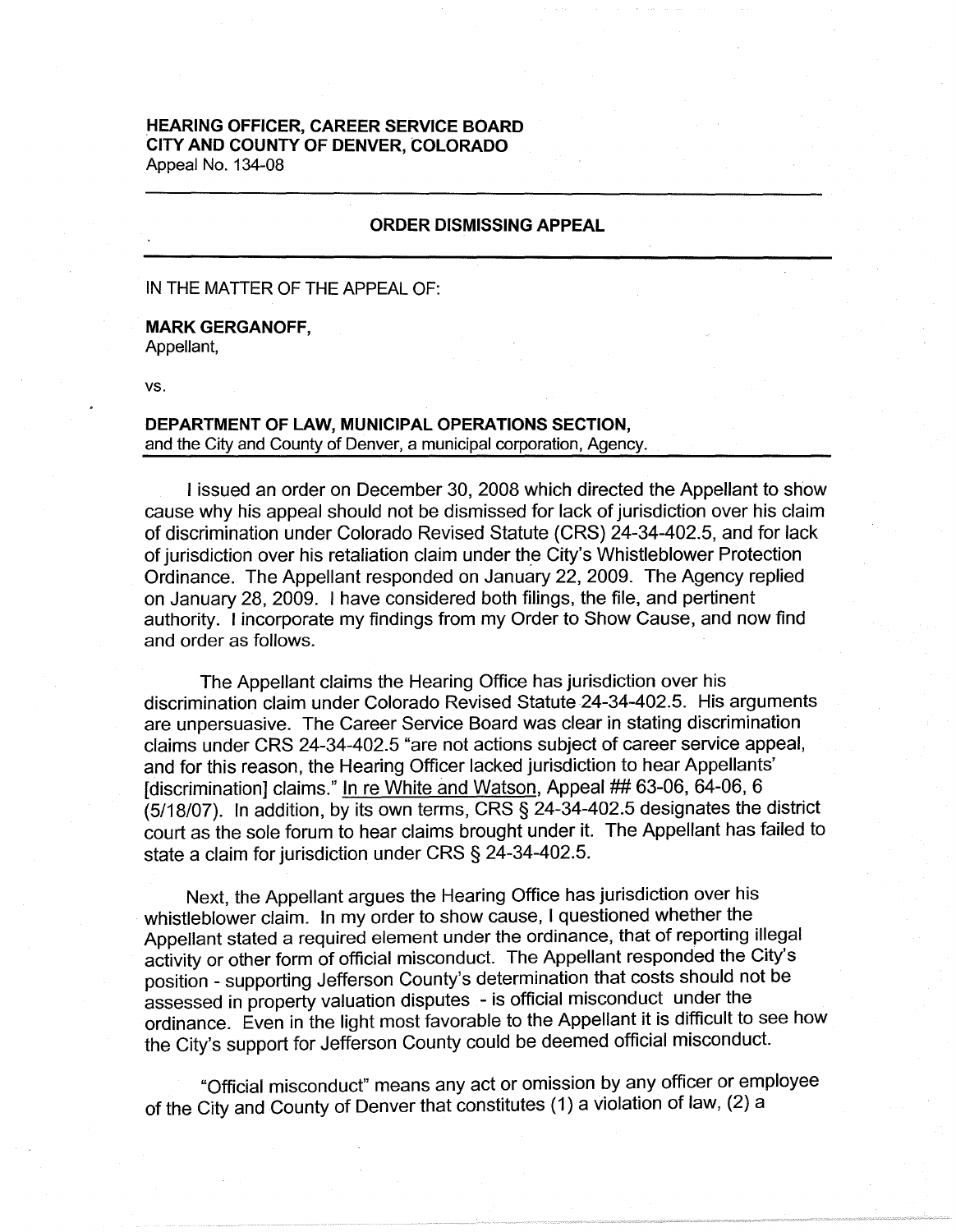**HEARING OFFICER, CAREER SERVICE BOARD**
**CITY AND COUNTY OF DENVER, COLORADO**
Appeal No. 134-08

---

## ORDER DISMISSING APPEAL

---

IN THE MATTER OF THE APPEAL OF:

**MARK GERGANOFF,**
Appellant,

vs.

**DEPARTMENT OF LAW, MUNICIPAL OPERATIONS SECTION,**
and the City and County of Denver, a municipal corporation, Agency.

---

I issued an order on December 30, 2008 which directed the Appellant to show cause why his appeal should not be dismissed for lack of jurisdiction over his claim of discrimination under Colorado Revised Statute (CRS) 24-34-402.5, and for lack of jurisdiction over his retaliation claim under the City's Whistleblower Protection Ordinance. The Appellant responded on January 22, 2009. The Agency replied on January 28, 2009. I have considered both filings, the file, and pertinent authority. I incorporate my findings from my Order to Show Cause, and now find and order as follows.

The Appellant claims the Hearing Office has jurisdiction over his discrimination claim under Colorado Revised Statute 24-34-402.5. His arguments are unpersuasive. The Career Service Board was clear in stating discrimination claims under CRS 24-34-402.5 "are not actions subject of career service appeal, and for this reason, the Hearing Officer lacked jurisdiction to hear Appellants' [discrimination] claims." In re White and Watson, Appeal ## 63-06, 64-06, 6 (5/18/07). In addition, by its own terms, CRS § 24-34-402.5 designates the district court as the sole forum to hear claims brought under it. The Appellant has failed to state a claim for jurisdiction under CRS § 24-34-402.5.

Next, the Appellant argues the Hearing Office has jurisdiction over his whistleblower claim. In my order to show cause, I questioned whether the Appellant stated a required element under the ordinance, that of reporting illegal activity or other form of official misconduct. The Appellant responded the City's position - supporting Jefferson County's determination that costs should not be assessed in property valuation disputes - is official misconduct under the ordinance. Even in the light most favorable to the Appellant it is difficult to see how the City's support for Jefferson County could be deemed official misconduct.

"Official misconduct" means any act or omission by any officer or employee of the City and County of Denver that constitutes (1) a violation of law, (2) a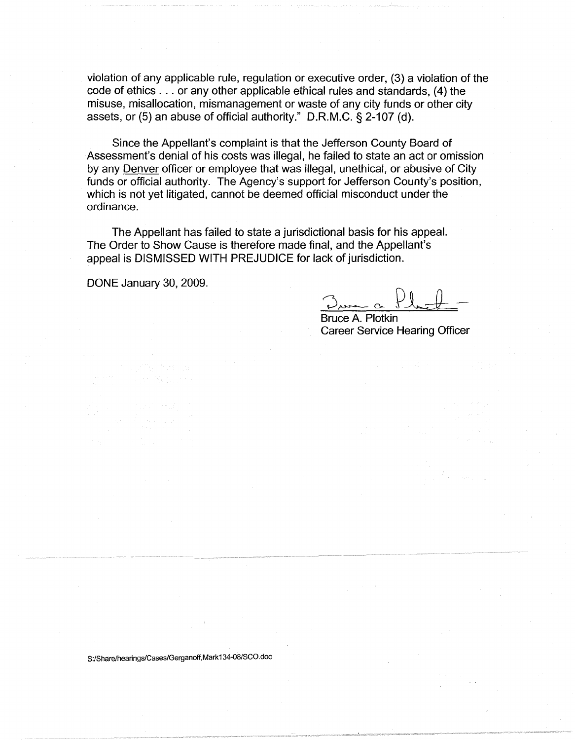violation of any applicable rule, regulation or executive order, (3) a violation of the code of ethics . . . or any other applicable ethical rules and standards, (4) the misuse, misallocation, mismanagement or waste of any city funds or other city assets, or (5) an abuse of official authority." D.R.M.C. § 2-107 (d).

Since the Appellant's complaint is that the Jefferson County Board of Assessment's denial of his costs was illegal, he failed to state an act or omission by any Denver officer or employee that was illegal, unethical, or abusive of City funds or official authority. The Agency's support for Jefferson County's position, which is not yet litigated, cannot be deemed official misconduct under the ordinance.

The Appellant has failed to state a jurisdictional basis for his appeal. The Order to Show Cause is therefore made final, and the Appellant's appeal is DISMISSED WITH PREJUDICE for lack of jurisdiction.

DONE January 30, 2009.

Bruce A. Plotkin
Career Service Hearing Officer

S:/Share/hearings/Cases/Gerganoff,Mark134-08/SCO.doc